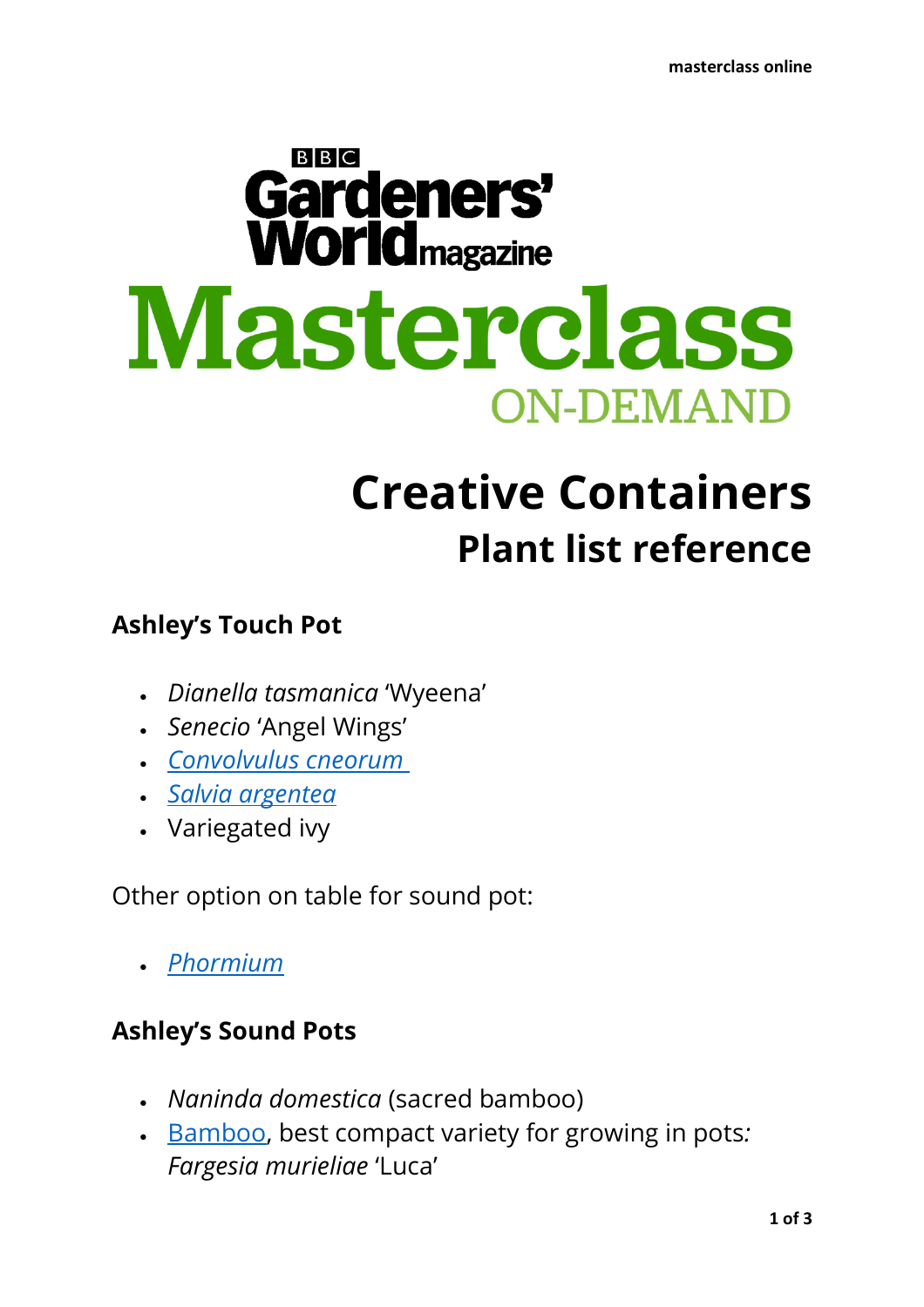BBC Gardeners' World magazine

# Masterclass

ON-DEMAND

# Creative Containers

## Plant list reference

### Ashley's Touch Pot

- *Dianella tasmanica* 'Wyeena'
- *Senecio* 'Angel Wings'
- *Convolvulus cneorum*
- *Salvia argentea*
- Variegated ivy

Other option on table for sound pot:

- *Phormium*

### Ashley's Sound Pots

- *Naninda domestica* (sacred bamboo)
- Bamboo, best compact variety for growing in pots*:* *Fargesia murieliae* 'Luca'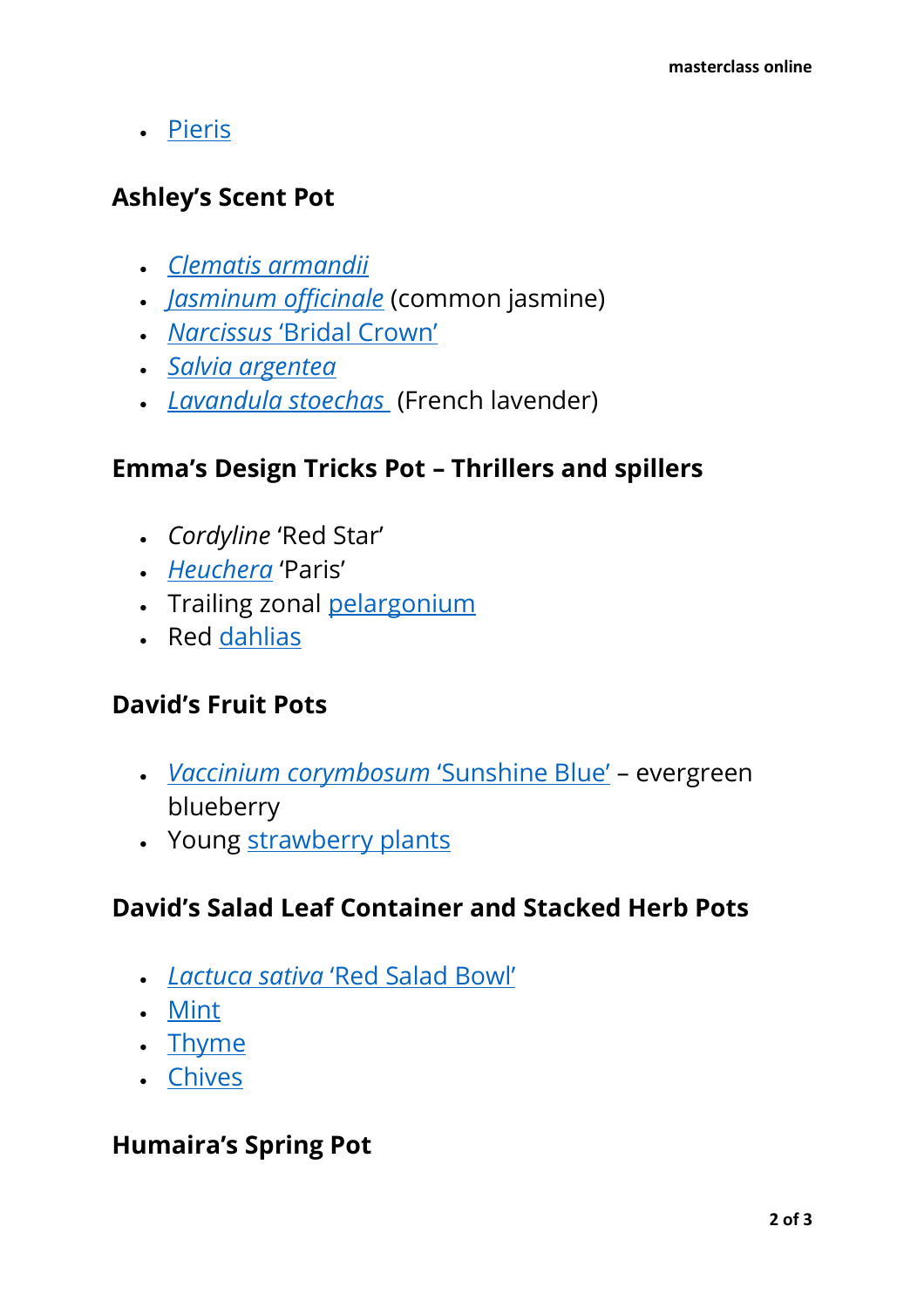- Pieris

## Ashley's Scent Pot

- *Clematis armandii*
- *Jasminum officinale* (common jasmine)
- *Narcissus* 'Bridal Crown'
- *Salvia argentea*
- *Lavandula stoechas* (French lavender)

## Emma's Design Tricks Pot – Thrillers and spillers

- *Cordyline* 'Red Star'
- *Heuchera* 'Paris'
- Trailing zonal pelargonium
- Red dahlias

## David's Fruit Pots

- *Vaccinium corymbosum* 'Sunshine Blue' – evergreen blueberry
- Young strawberry plants

## David's Salad Leaf Container and Stacked Herb Pots

- *Lactuca sativa* 'Red Salad Bowl'
- Mint
- Thyme
- Chives

## Humaira's Spring Pot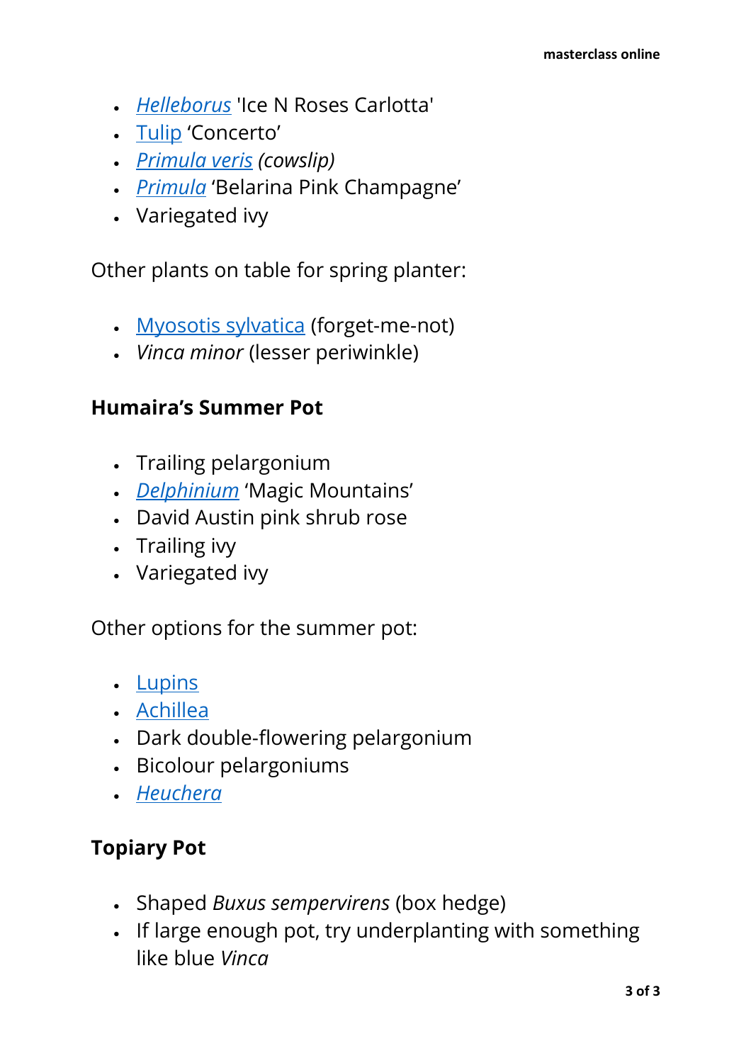- *Helleborus* 'Ice N Roses Carlotta'
- Tulip ‘Concerto’
- *Primula veris (cowslip)*
- *Primula* ‘Belarina Pink Champagne’
- Variegated ivy

Other plants on table for spring planter:

- Myosotis sylvatica (forget-me-not)
- *Vinca minor* (lesser periwinkle)

### Humaira’s Summer Pot

- Trailing pelargonium
- *Delphinium* ‘Magic Mountains’
- David Austin pink shrub rose
- Trailing ivy
- Variegated ivy

Other options for the summer pot:

- Lupins
- Achillea
- Dark double-flowering pelargonium
- Bicolour pelargoniums
- *Heuchera*

### Topiary Pot

- Shaped *Buxus sempervirens* (box hedge)
- If large enough pot, try underplanting with something like blue *Vinca*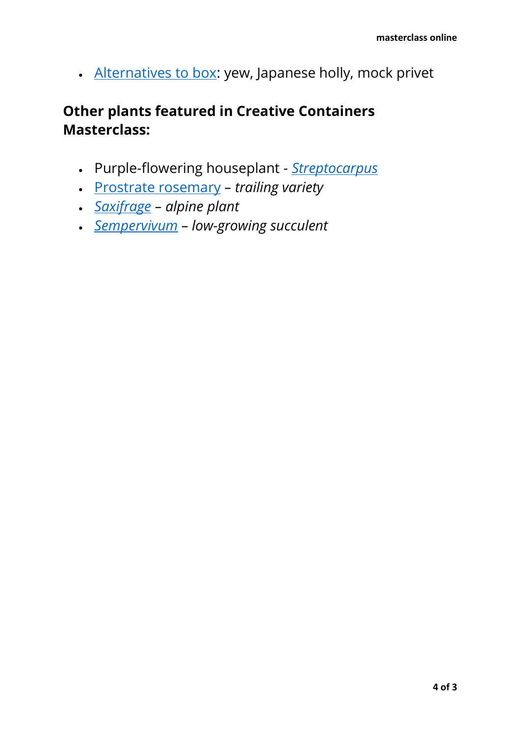- Alternatives to box: yew, Japanese holly, mock privet

## Other plants featured in Creative Containers Masterclass:

- Purple-flowering houseplant - *Streptocarpus*
- Prostrate rosemary – *trailing variety*
- *Saxifrage* – *alpine plant*
- *Sempervivum* – *low-growing succulent*